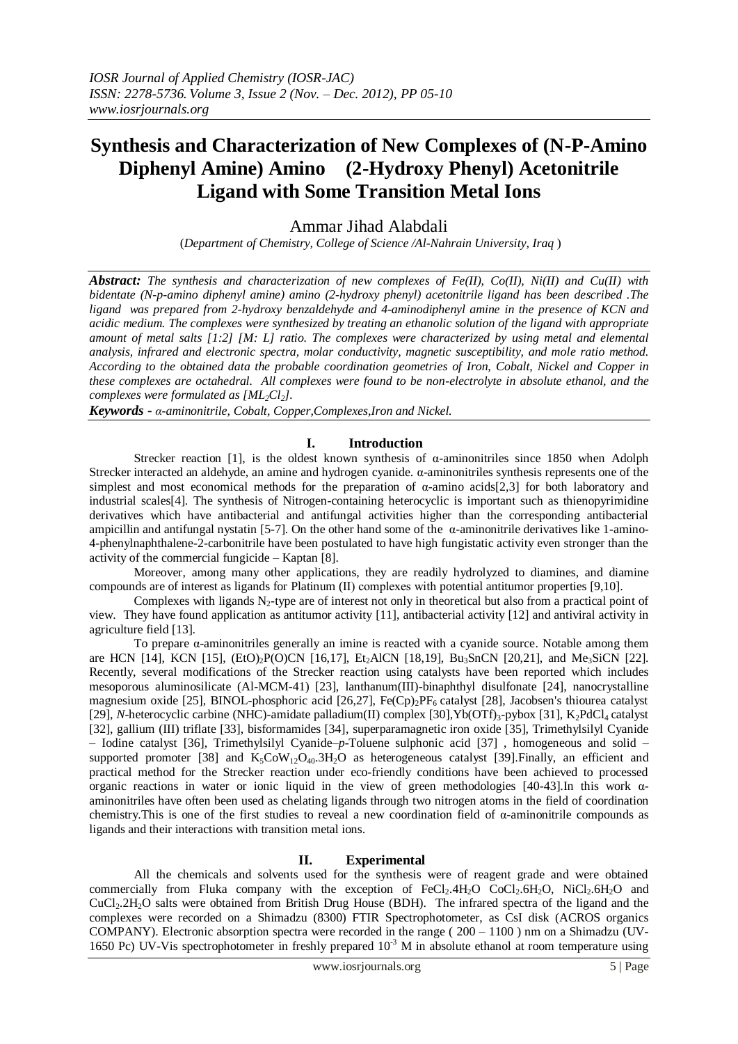# Synthesis and Characterization of New Complexes of (N-P-Amino Diphenyl Amine) Amino (2-Hydroxy Phenyl) Acetonitrile Ligand with Some Transition Metal Ions

Ammar Jihad Alabdali

(*Department of Chemistry, College of Science /Al-Nahrain University, Iraq* )

***Abstract:*** *The synthesis and characterization of new complexes of Fe(II), Co(II), Ni(II) and Cu(II) with bidentate (N-p-amino diphenyl amine) amino (2-hydroxy phenyl) acetonitrile ligand has been described .The ligand was prepared from 2-hydroxy benzaldehyde and 4-aminodiphenyl amine in the presence of KCN and acidic medium. The complexes were synthesized by treating an ethanolic solution of the ligand with appropriate amount of metal salts [1:2] [M: L] ratio. The complexes were characterized by using metal and elemental analysis, infrared and electronic spectra, molar conductivity, magnetic susceptibility, and mole ratio method. According to the obtained data the probable coordination geometries of Iron, Cobalt, Nickel and Copper in these complexes are octahedral. All complexes were found to be non-electrolyte in absolute ethanol, and the complexes were formulated as [$ML_2Cl_2$].*

***Keywords -*** *α-aminonitrile, Cobalt, Copper,Complexes,Iron and Nickel.*

## I. Introduction

Strecker reaction [1], is the oldest known synthesis of α-aminonitriles since 1850 when Adolph Strecker interacted an aldehyde, an amine and hydrogen cyanide. α-aminonitriles synthesis represents one of the simplest and most economical methods for the preparation of α-amino acids[2,3] for both laboratory and industrial scales[4]. The synthesis of Nitrogen-containing heterocyclic is important such as thienopyrimidine derivatives which have antibacterial and antifungal activities higher than the corresponding antibacterial ampicillin and antifungal nystatin [5-7]. On the other hand some of the α-aminonitrile derivatives like 1-amino-4-phenylnaphthalene-2-carbonitrile have been postulated to have high fungistatic activity even stronger than the activity of the commercial fungicide – Kaptan [8].

Moreover, among many other applications, they are readily hydrolyzed to diamines, and diamine compounds are of interest as ligands for Platinum (II) complexes with potential antitumor properties [9,10].

Complexes with ligands $N_2$-type are of interest not only in theoretical but also from a practical point of view. They have found application as antitumor activity [11], antibacterial activity [12] and antiviral activity in agriculture field [13].

To prepare α-aminonitriles generally an imine is reacted with a cyanide source. Notable among them are HCN [14], KCN [15], $(EtO)_2P(O)CN$ [16,17], $Et_2AlCN$ [18,19], $Bu_3SnCN$ [20,21], and $Me_3SiCN$ [22]. Recently, several modifications of the Strecker reaction using catalysts have been reported which includes mesoporous aluminosilicate (Al-MCM-41) [23], lanthanum(III)-binaphthyl disulfonate [24], nanocrystalline magnesium oxide [25], BINOL-phosphoric acid [26,27], $Fe(Cp)_2PF_6$ catalyst [28], Jacobsen's thiourea catalyst [29], *N*-heterocyclic carbine (NHC)-amidate palladium(II) complex [30],$Yb(OTf)_3$-pybox [31], $K_2PdCl_4$ catalyst [32], gallium (III) triflate [33], bisformamides [34], superparamagnetic iron oxide [35], Trimethylsilyl Cyanide – Iodine catalyst [36], Trimethylsilyl Cyanide–*p*-Toluene sulphonic acid [37] , homogeneous and solid – supported promoter [38] and $K_5CoW_{12}O_{40}.3H_2O$ as heterogeneous catalyst [39].Finally, an efficient and practical method for the Strecker reaction under eco-friendly conditions have been achieved to processed organic reactions in water or ionic liquid in the view of green methodologies [40-43].In this work α-aminonitriles have often been used as chelating ligands through two nitrogen atoms in the field of coordination chemistry.This is one of the first studies to reveal a new coordination field of α-aminonitrile compounds as ligands and their interactions with transition metal ions.

## II. Experimental

All the chemicals and solvents used for the synthesis were of reagent grade and were obtained commercially from Fluka company with the exception of $FeCl_2.4H_2O$ $CoCl_2.6H_2O$, $NiCl_2.6H_2O$ and $CuCl_2.2H_2O$ salts were obtained from British Drug House (BDH). The infrared spectra of the ligand and the complexes were recorded on a Shimadzu (8300) FTIR Spectrophotometer, as CsI disk (ACROS organics COMPANY). Electronic absorption spectra were recorded in the range ( 200 – 1100 ) nm on a Shimadzu (UV-1650 Pc) UV-Vis spectrophotometer in freshly prepared $10^{-3}$ M in absolute ethanol at room temperature using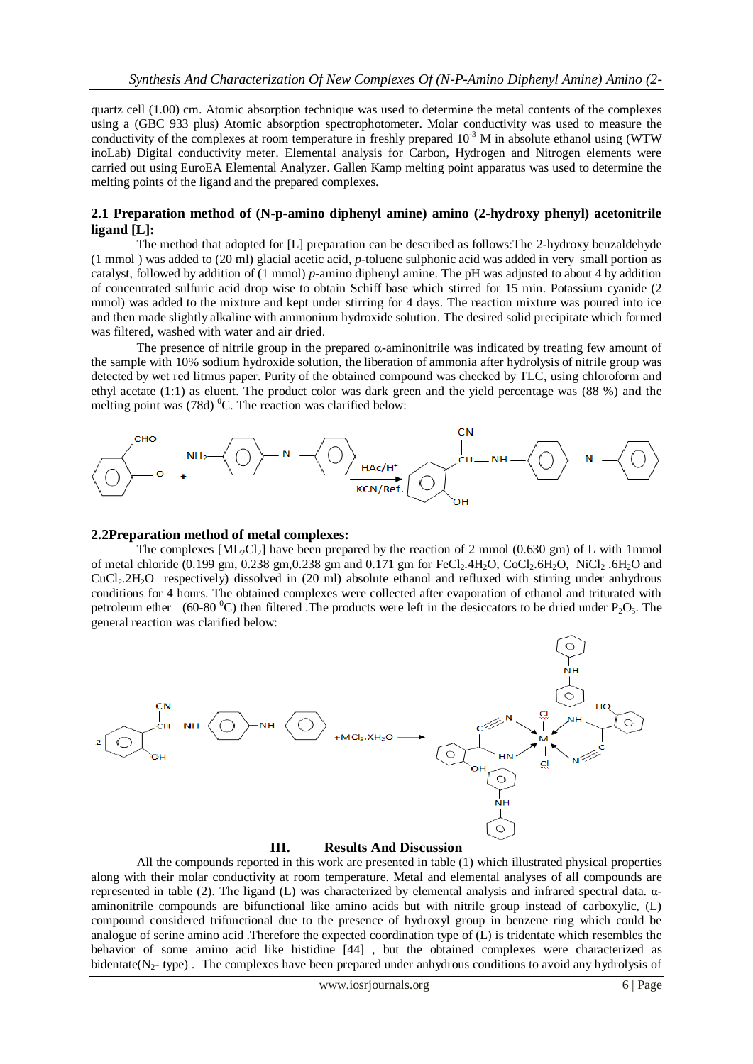quartz cell (1.00) cm. Atomic absorption technique was used to determine the metal contents of the complexes using a (GBC 933 plus) Atomic absorption spectrophotometer. Molar conductivity was used to measure the conductivity of the complexes at room temperature in freshly prepared $10^{-3}$ M in absolute ethanol using (WTW inoLab) Digital conductivity meter. Elemental analysis for Carbon, Hydrogen and Nitrogen elements were carried out using EuroEA Elemental Analyzer. Gallen Kamp melting point apparatus was used to determine the melting points of the ligand and the prepared complexes.

### 2.1 Preparation method of (N-p-amino diphenyl amine) amino (2-hydroxy phenyl) acetonitrile ligand [L]:

The method that adopted for [L] preparation can be described as follows:The 2-hydroxy benzaldehyde (1 mmol ) was added to (20 ml) glacial acetic acid, *p*-toluene sulphonic acid was added in very small portion as catalyst, followed by addition of (1 mmol) *p*-amino diphenyl amine. The pH was adjusted to about 4 by addition of concentrated sulfuric acid drop wise to obtain Schiff base which stirred for 15 min. Potassium cyanide (2 mmol) was added to the mixture and kept under stirring for 4 days. The reaction mixture was poured into ice and then made slightly alkaline with ammonium hydroxide solution. The desired solid precipitate which formed was filtered, washed with water and air dried.

The presence of nitrile group in the prepared α-aminonitrile was indicated by treating few amount of the sample with 10% sodium hydroxide solution, the liberation of ammonia after hydrolysis of nitrile group was detected by wet red litmus paper. Purity of the obtained compound was checked by TLC, using chloroform and ethyl acetate (1:1) as eluent. The product color was dark green and the yield percentage was (88 %) and the melting point was (78d) $^{0}$C. The reaction was clarified below:

### 2.2 Preparation method of metal complexes:

The complexes $[ML_2Cl_2]$ have been prepared by the reaction of 2 mmol (0.630 gm) of L with 1mmol of metal chloride (0.199 gm, 0.238 gm,0.238 gm and 0.171 gm for $FeCl_2.4H_2O$, $CoCl_2.6H_2O$, $NiCl_2.6H_2O$ and $CuCl_2.2H_2O$ respectively) dissolved in (20 ml) absolute ethanol and refluxed with stirring under anhydrous conditions for 4 hours. The obtained complexes were collected after evaporation of ethanol and triturated with petroleum ether (60-80 $^{0}$C) then filtered .The products were left in the desiccators to be dried under $P_2O_5$. The general reaction was clarified below:

## III. Results And Discussion

All the compounds reported in this work are presented in table (1) which illustrated physical properties along with their molar conductivity at room temperature. Metal and elemental analyses of all compounds are represented in table (2). The ligand (L) was characterized by elemental analysis and infrared spectral data. α-aminonitrile compounds are bifunctional like amino acids but with nitrile group instead of carboxylic, (L) compound considered trifunctional due to the presence of hydroxyl group in benzene ring which could be analogue of serine amino acid .Therefore the expected coordination type of (L) is tridentate which resembles the behavior of some amino acid like histidine [44] , but the obtained complexes were characterized as bidentate($N_2$- type) . The complexes have been prepared under anhydrous conditions to avoid any hydrolysis of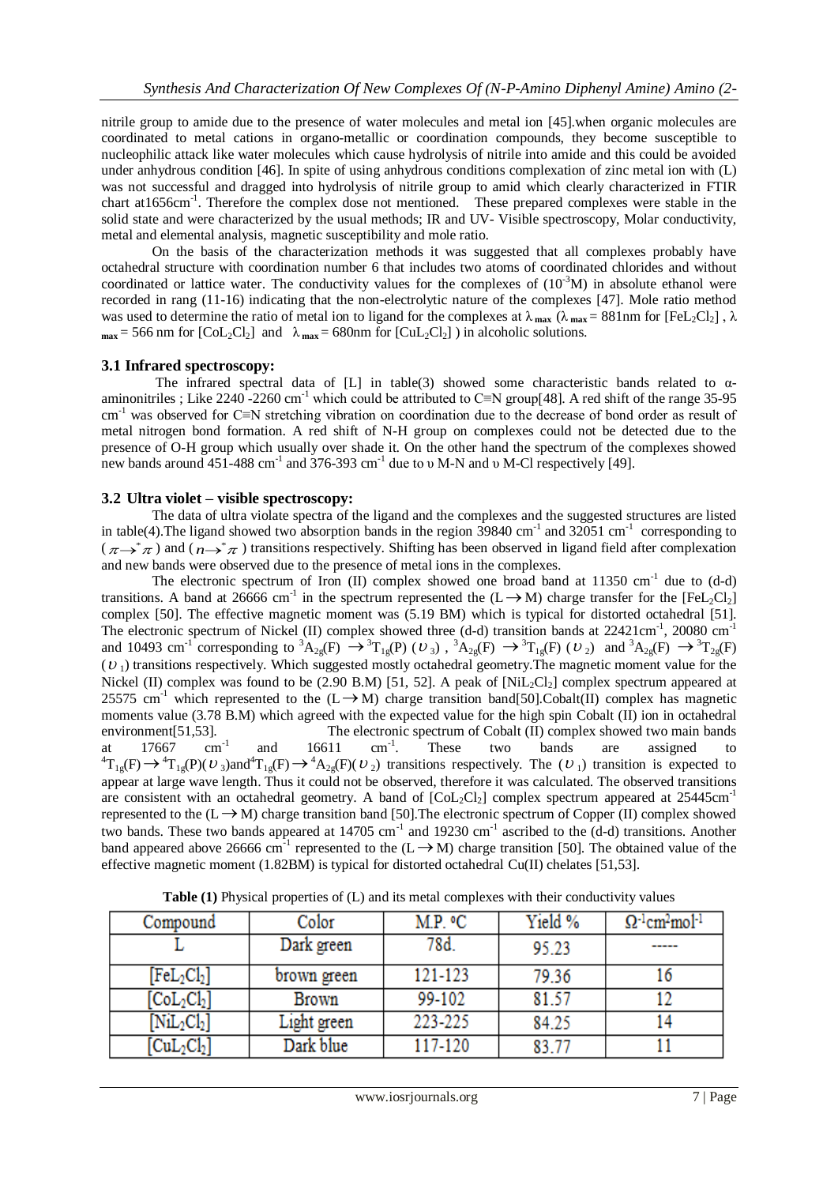nitrile group to amide due to the presence of water molecules and metal ion [45].when organic molecules are coordinated to metal cations in organo-metallic or coordination compounds, they become susceptible to nucleophilic attack like water molecules which cause hydrolysis of nitrile into amide and this could be avoided under anhydrous condition [46]. In spite of using anhydrous conditions complexation of zinc metal ion with (L) was not successful and dragged into hydrolysis of nitrile group to amid which clearly characterized in FTIR chart at1656cm$^{-1}$. Therefore the complex dose not mentioned. These prepared complexes were stable in the solid state and were characterized by the usual methods; IR and UV- Visible spectroscopy, Molar conductivity, metal and elemental analysis, magnetic susceptibility and mole ratio.

On the basis of the characterization methods it was suggested that all complexes probably have octahedral structure with coordination number 6 that includes two atoms of coordinated chlorides and without coordinated or lattice water. The conductivity values for the complexes of ($10^{-3}$M) in absolute ethanol were recorded in rang (11-16) indicating that the non-electrolytic nature of the complexes [47]. Mole ratio method was used to determine the ratio of metal ion to ligand for the complexes at $\lambda_{max}$ ($\lambda_{max}$ = 881nm for $[FeL_2Cl_2]$ , $\lambda_{max}$ = 566 nm for $[CoL_2Cl_2]$ and $\lambda_{max}$ = 680nm for $[CuL_2Cl_2]$ ) in alcoholic solutions.

### 3.1 Infrared spectroscopy:

The infrared spectral data of [L] in table(3) showed some characteristic bands related to α-aminonitriles ; Like 2240 -2260 cm$^{-1}$ which could be attributed to C≡N group[48]. A red shift of the range 35-95 cm$^{-1}$ was observed for C≡N stretching vibration on coordination due to the decrease of bond order as result of metal nitrogen bond formation. A red shift of N-H group on complexes could not be detected due to the presence of O-H group which usually over shade it. On the other hand the spectrum of the complexes showed new bands around 451-488 cm$^{-1}$ and 376-393 cm$^{-1}$ due to υ M-N and υ M-Cl respectively [49].

### 3.2 Ultra violet – visible spectroscopy:

The data of ultra violate spectra of the ligand and the complexes and the suggested structures are listed in table(4).The ligand showed two absorption bands in the region 39840 cm$^{-1}$ and 32051 cm$^{-1}$ corresponding to ($\pi \rightarrow^{*} \pi$) and ($n \rightarrow^{*} \pi$) transitions respectively. Shifting has been observed in ligand field after complexation and new bands were observed due to the presence of metal ions in the complexes.

The electronic spectrum of Iron (II) complex showed one broad band at 11350 cm$^{-1}$ due to (d-d) transitions. A band at 26666 cm$^{-1}$ in the spectrum represented the (L$\rightarrow$M) charge transfer for the $[FeL_2Cl_2]$ complex [50]. The effective magnetic moment was (5.19 BM) which is typical for distorted octahedral [51]. The electronic spectrum of Nickel (II) complex showed three (d-d) transition bands at 22421cm$^{-1}$, 20080 cm$^{-1}$ and 10493 cm$^{-1}$ corresponding to $^3A_{2g}(F) \rightarrow {}^3T_{1g}(P)$ ($\upsilon_3$) , $^3A_{2g}(F) \rightarrow {}^3T_{1g}(F)$ ($\upsilon_2$) and $^3A_{2g}(F) \rightarrow {}^3T_{2g}(F)$ ($\upsilon_1$) transitions respectively. Which suggested mostly octahedral geometry.The magnetic moment value for the Nickel (II) complex was found to be (2.90 B.M) [51, 52]. A peak of $[NiL_2Cl_2]$ complex spectrum appeared at 25575 cm$^{-1}$ which represented to the (L$\rightarrow$M) charge transition band[50].Cobalt(II) complex has magnetic moments value (3.78 B.M) which agreed with the expected value for the high spin Cobalt (II) ion in octahedral environment[51,53]. The electronic spectrum of Cobalt (II) complex showed two main bands at 17667 cm$^{-1}$ and 16611 cm$^{-1}$. These two bands are assigned to $^4T_{1g}(F) \rightarrow {}^4T_{1g}(P)(\upsilon_3)$and$^4T_{1g}(F) \rightarrow {}^4A_{2g}(F)(\upsilon_2)$ transitions respectively. The ($\upsilon_1$) transition is expected to appear at large wave length. Thus it could not be observed, therefore it was calculated. The observed transitions are consistent with an octahedral geometry. A band of $[CoL_2Cl_2]$ complex spectrum appeared at 25445cm$^{-1}$ represented to the (L$\rightarrow$M) charge transition band [50].The electronic spectrum of Copper (II) complex showed two bands. These two bands appeared at 14705 cm$^{-1}$ and 19230 cm$^{-1}$ ascribed to the (d-d) transitions. Another band appeared above 26666 cm$^{-1}$ represented to the (L$\rightarrow$M) charge transition [50]. The obtained value of the effective magnetic moment (1.82BM) is typical for distorted octahedral Cu(II) chelates [51,53].

**Table (1)** Physical properties of (L) and its metal complexes with their conductivity values

| Compound | Color | M.P. ºC | Yield % | $\Omega^{-1}cm^2mol^{-1}$ |
|---|---|---|---|---|
| L | Dark green | 78d. | 95.23 | ----- |
| $[FeL_2Cl_2]$ | brown green | 121-123 | 79.36 | 16 |
| $[CoL_2Cl_2]$ | Brown | 99-102 | 81.57 | 12 |
| $[NiL_2Cl_2]$ | Light green | 223-225 | 84.25 | 14 |
| $[CuL_2Cl_2]$ | Dark blue | 117-120 | 83.77 | 11 |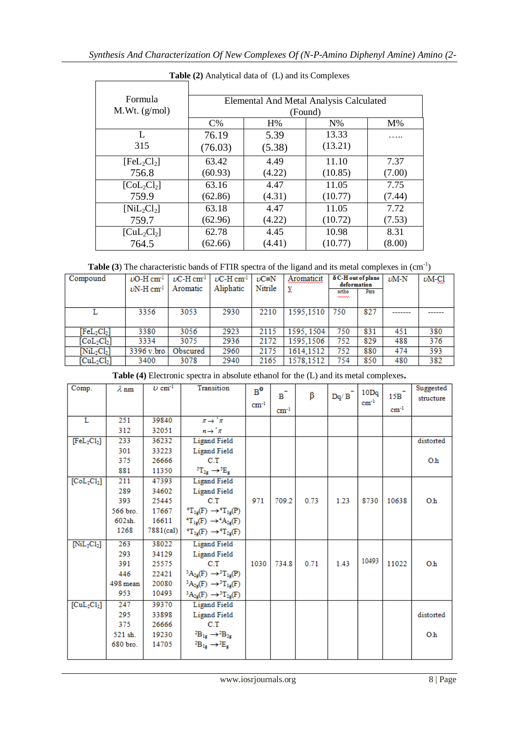**Table (2)** Analytical data of (L) and its Complexes

| Formula M.Wt. (g/mol) | Elemental And Metal Analysis Calculated (Found) | | | |
|---|---|---|---|---|
| | C% | H% | N% | M% |
| L 315 | 76.19 (76.03) | 5.39 (5.38) | 13.33 (13.21) | ….. |
| $[FeL_2Cl_2]$ 756.8 | 63.42 (60.93) | 4.49 (4.22) | 11.10 (10.85) | 7.37 (7.00) |
| $[CoL_2Cl_2]$ 759.9 | 63.16 (62.86) | 4.47 (4.31) | 11.05 (10.77) | 7.75 (7.44) |
| $[NiL_2Cl_2]$ 759.7 | 63.18 (62.96) | 4.47 (4.22) | 11.05 (10.72) | 7.72 (7.53) |
| $[CuL_2Cl_2]$ 764.5 | 62.78 (62.66) | 4.45 (4.41) | 10.98 (10.77) | 8.31 (8.00) |

**Table (3)** The characteristic bands of FTIR spectra of the ligand and its metal complexes in ($cm^{-1}$)

| Compound | $\upsilon$O-H $cm^{-1}$ $\upsilon$N-H $cm^{-1}$ | $\upsilon$C-H $cm^{-1}$ Aromatic | $\upsilon$C-H $cm^{-1}$ Aliphatic | $\upsilon$C≡N Nitrile | Aromaticity | δ C-H out of plane deformation | | $\upsilon$M-N | $\upsilon$M-Cl |
|---|---|---|---|---|---|---|---|---|---|
| | | | | | | ortho | Para | | |
| L | 3356 | 3053 | 2930 | 2210 | 1595,1510 | 750 | 827 | ------- | ------ |
| $[FeL_2Cl_2]$ | 3380 | 3056 | 2923 | 2115 | 1595, 1504 | 750 | 831 | 451 | 380 |
| $[CoL_2Cl_2]$ | 3334 | 3075 | 2936 | 2172 | 1595,1506 | 752 | 829 | 488 | 376 |
| $[NiL_2Cl_2]$ | 3396 v.bro | Obscured | 2960 | 2175 | 1614,1512 | 752 | 880 | 474 | 393 |
| $[CuL_2Cl_2]$ | 3400 | 3078 | 2940 | 2165 | 1578,1512 | 754 | 850 | 480 | 382 |

**Table (4)** Electronic spectra in absolute ethanol for the (L) and its metal complexes.

| Comp. | $\lambda$ nm | $\upsilon$ $cm^{-1}$ | Transition | $B^{0}$ $cm^{-1}$ | $\bar{B}$ $cm^{-1}$ | β | Dq/ $\bar{B}$ | 10Dq $cm^{-1}$ | 15$\bar{B}$ $cm^{-1}$ | Suggested structure |
|---|---|---|---|---|---|---|---|---|---|---|
| L | 251 | 39840 | $\pi \rightarrow \pi^{*}$ | | | | | | | |
| | 312 | 32051 | $n \rightarrow \pi^{*}$ | | | | | | | |
| $[FeL_2Cl_2]$ | 233 | 36232 | Ligand Field | | | | | | | distorted |
| | 301 | 33223 | Ligand Field | | | | | | | |
| | 375 | 26666 | C.T | | | | | | | O.h |
| | 881 | 11350 | $^{5}T_{2g} \rightarrow {}^{5}E_{g}$ | | | | | | | |
| $[CoL_2Cl_2]$ | 211 | 47393 | Ligand Field | | | | | | | |
| | 289 | 34602 | Ligand Field | | | | | | | |
| | 393 | 25445 | C.T | 971 | 709.2 | 0.73 | 1.23 | 8730 | 10638 | O.h |
| | 566 bro. | 17667 | $^{4}T_{1g}(F) \rightarrow {}^{4}T_{1g}(P)$ | | | | | | | |
| | 602sh. | 16611 | $^{4}T_{1g}(F) \rightarrow {}^{4}A_{2g}(F)$ | | | | | | | |
| | 1268 | 7881(cal) | $^{4}T_{1g}(F) \rightarrow {}^{4}T_{2g}(F)$ | | | | | | | |
| $[NiL_2Cl_2]$ | 263 | 38022 | Ligand Field | | | | | | | |
| | 293 | 34129 | Ligand Field | | | | | | | |
| | 391 | 25575 | C.T | 1030 | 734.8 | 0.71 | 1.43 | 10493 | 11022 | O.h |
| | 446 | 22421 | $^{3}A_{2g}(F) \rightarrow {}^{3}T_{1g}(P)$ | | | | | | | |
| | 498 mean | 20080 | $^{3}A_{2g}(F) \rightarrow {}^{3}T_{1g}(F)$ | | | | | | | |
| | 953 | 10493 | $^{3}A_{2g}(F) \rightarrow {}^{3}T_{2g}(F)$ | | | | | | | |
| $[CuL_2Cl_2]$ | 247 | 39370 | Ligand Field | | | | | | | |
| | 295 | 33898 | Ligand Field | | | | | | | distorted |
| | 375 | 26666 | C.T | | | | | | | |
| | 521 sh. | 19230 | $^{2}B_{1g} \rightarrow {}^{2}B_{2g}$ | | | | | | | O.h |
| | 680 bro. | 14705 | $^{2}B_{1g} \rightarrow {}^{2}E_{g}$ | | | | | | | |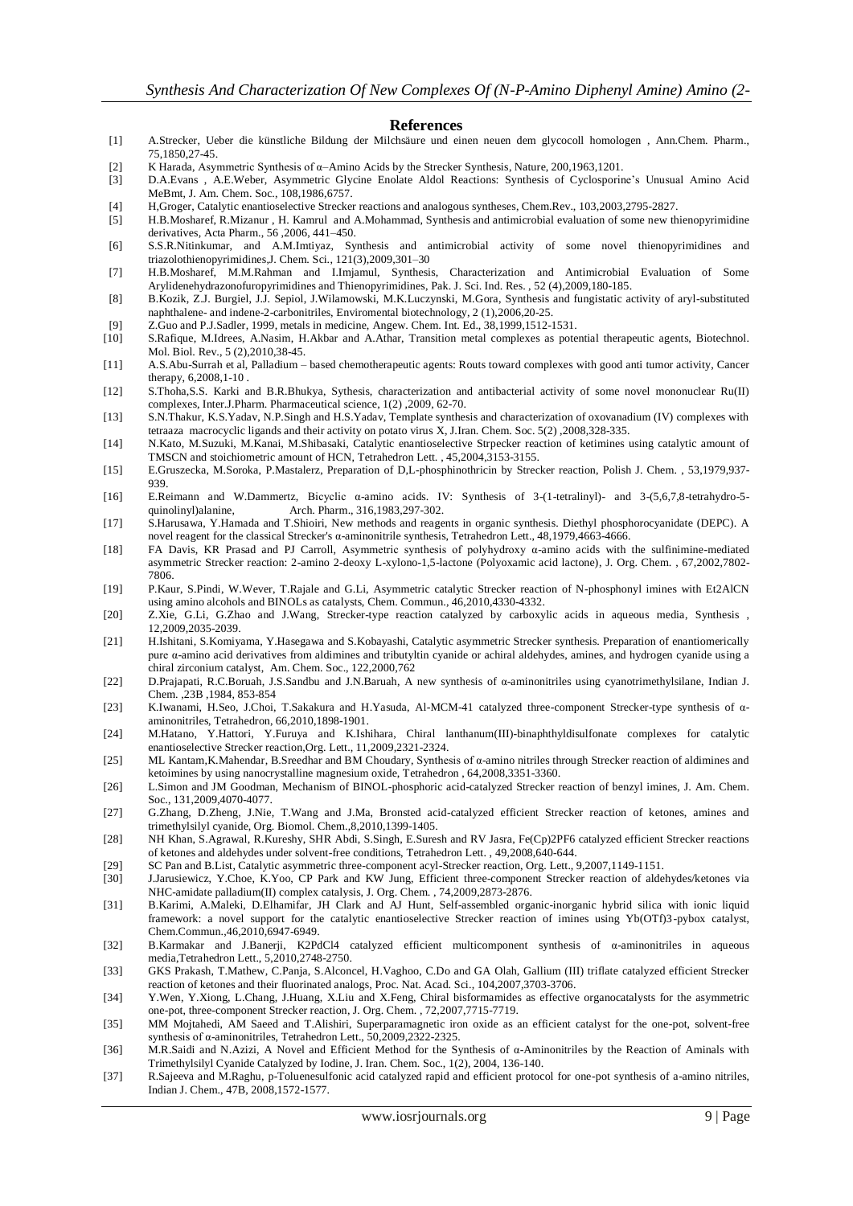## References

[1] A.Strecker, Ueber die künstliche Bildung der Milchsäure und einen neuen dem glycocoll homologen , Ann.Chem. Pharm., 75,1850,27-45.

[2] K Harada, Asymmetric Synthesis of α–Amino Acids by the Strecker Synthesis, Nature, 200,1963,1201.

[3] D.A.Evans , A.E.Weber, Asymmetric Glycine Enolate Aldol Reactions: Synthesis of Cyclosporine's Unusual Amino Acid MeBmt, J. Am. Chem. Soc., 108,1986,6757.

[4] H,Groger, Catalytic enantioselective Strecker reactions and analogous syntheses, Chem.Rev., 103,2003,2795-2827.

[5] H.B.Mosharef, R.Mizanur , H. Kamrul and A.Mohammad, Synthesis and antimicrobial evaluation of some new thienopyrimidine derivatives, Acta Pharm., 56 ,2006, 441–450.

[6] S.S.R.Nitinkumar, and A.M.Imtiyaz, Synthesis and antimicrobial activity of some novel thienopyrimidines and triazolothienopyrimidines,J. Chem. Sci., 121(3),2009,301–30

[7] H.B.Mosharef, M.M.Rahman and I.Imjamul, Synthesis, Characterization and Antimicrobial Evaluation of Some Arylidenehydrazonofuropyrimidines and Thienopyrimidines, Pak. J. Sci. Ind. Res. , 52 (4),2009,180-185.

[8] B.Kozik, Z.J. Burgiel, J.J. Sepiol, J.Wilamowski, M.K.Luczynski, M.Gora, Synthesis and fungistatic activity of aryl-substituted naphthalene- and indene-2-carbonitriles, Enviromental biotechnology, 2 (1),2006,20-25.

[9] Z.Guo and P.J.Sadler, 1999, metals in medicine, Angew. Chem. Int. Ed., 38,1999,1512-1531.

[10] S.Rafique, M.Idrees, A.Nasim, H.Akbar and A.Athar, Transition metal complexes as potential therapeutic agents, Biotechnol. Mol. Biol. Rev., 5 (2),2010,38-45.

[11] A.S.Abu-Surrah et al, Palladium – based chemotherapeutic agents: Routs toward complexes with good anti tumor activity, Cancer therapy, 6,2008,1-10 .

[12] S.Thoha,S.S. Karki and B.R.Bhukya, Sythesis, characterization and antibacterial activity of some novel mononuclear Ru(II) complexes, Inter.J.Pharm. Pharmaceutical science, 1(2) ,2009, 62-70.

[13] S.N.Thakur, K.S.Yadav, N.P.Singh and H.S.Yadav, Template synthesis and characterization of oxovanadium (IV) complexes with tetraaza macrocyclic ligands and their activity on potato virus X, J.Iran. Chem. Soc. 5(2) ,2008,328-335.

[14] N.Kato, M.Suzuki, M.Kanai, M.Shibasaki, Catalytic enantioselective Strpecker reaction of ketimines using catalytic amount of TMSCN and stoichiometric amount of HCN, Tetrahedron Lett. , 45,2004,3153-3155.

[15] E.Gruszecka, M.Soroka, P.Mastalerz, Preparation of D,L-phosphinothricin by Strecker reaction, Polish J. Chem. , 53,1979,937-939.

[16] E.Reimann and W.Dammertz, Bicyclic α-amino acids. IV: Synthesis of 3-(1-tetralinyl)- and 3-(5,6,7,8-tetrahydro-5-quinolinyl)alanine, Arch. Pharm., 316,1983,297-302.

[17] S.Harusawa, Y.Hamada and T.Shioiri, New methods and reagents in organic synthesis. Diethyl phosphorocyanidate (DEPC). A novel reagent for the classical Strecker's α-aminonitrile synthesis, Tetrahedron Lett., 48,1979,4663-4666.

[18] FA Davis, KR Prasad and PJ Carroll, Asymmetric synthesis of polyhydroxy α-amino acids with the sulfinimine-mediated asymmetric Strecker reaction: 2-amino 2-deoxy L-xylono-1,5-lactone (Polyoxamic acid lactone), J. Org. Chem. , 67,2002,7802-7806.

[19] P.Kaur, S.Pindi, W.Wever, T.Rajale and G.Li, Asymmetric catalytic Strecker reaction of N-phosphonyl imines with Et2AlCN using amino alcohols and BINOLs as catalysts, Chem. Commun., 46,2010,4330-4332.

[20] Z.Xie, G.Li, G.Zhao and J.Wang, Strecker-type reaction catalyzed by carboxylic acids in aqueous media, Synthesis , 12,2009,2035-2039.

[21] H.Ishitani, S.Komiyama, Y.Hasegawa and S.Kobayashi, Catalytic asymmetric Strecker synthesis. Preparation of enantiomerically pure α-amino acid derivatives from aldimines and tributyltin cyanide or achiral aldehydes, amines, and hydrogen cyanide using a chiral zirconium catalyst, Am. Chem. Soc., 122,2000,762

[22] D.Prajapati, R.C.Boruah, J.S.Sandbu and J.N.Baruah, A new synthesis of α-aminonitriles using cyanotrimethylsilane, Indian J. Chem. ,23B ,1984, 853-854

[23] K.Iwanami, H.Seo, J.Choi, T.Sakakura and H.Yasuda, Al-MCM-41 catalyzed three-component Strecker-type synthesis of α-aminonitriles, Tetrahedron, 66,2010,1898-1901.

[24] M.Hatano, Y.Hattori, Y.Furuya and K.Ishihara, Chiral lanthanum(III)-binaphthyldisulfonate complexes for catalytic enantioselective Strecker reaction,Org. Lett., 11,2009,2321-2324.

[25] ML Kantam,K.Mahendar, B.Sreedhar and BM Choudary, Synthesis of α-amino nitriles through Strecker reaction of aldimines and ketoimines by using nanocrystalline magnesium oxide, Tetrahedron , 64,2008,3351-3360.

[26] L.Simon and JM Goodman, Mechanism of BINOL-phosphoric acid-catalyzed Strecker reaction of benzyl imines, J. Am. Chem. Soc., 131,2009,4070-4077.

[27] G.Zhang, D.Zheng, J.Nie, T.Wang and J.Ma, Bronsted acid-catalyzed efficient Strecker reaction of ketones, amines and trimethylsilyl cyanide, Org. Biomol. Chem.,8,2010,1399-1405.

[28] NH Khan, S.Agrawal, R.Kureshy, SHR Abdi, S.Singh, E.Suresh and RV Jasra, Fe(Cp)2PF6 catalyzed efficient Strecker reactions of ketones and aldehydes under solvent-free conditions, Tetrahedron Lett. , 49,2008,640-644.

[29] SC Pan and B.List, Catalytic asymmetric three-component acyl-Strecker reaction, Org. Lett., 9,2007,1149-1151.

[30] J.Jarusiewicz, Y.Choe, K.Yoo, CP Park and KW Jung, Efficient three-component Strecker reaction of aldehydes/ketones via NHC-amidate palladium(II) complex catalysis, J. Org. Chem. , 74,2009,2873-2876.

[31] B.Karimi, A.Maleki, D.Elhamifar, JH Clark and AJ Hunt, Self-assembled organic-inorganic hybrid silica with ionic liquid framework: a novel support for the catalytic enantioselective Strecker reaction of imines using Yb(OTf)3-pybox catalyst, Chem.Commun.,46,2010,6947-6949.

[32] B.Karmakar and J.Banerji, K2PdCl4 catalyzed efficient multicomponent synthesis of α-aminonitriles in aqueous media,Tetrahedron Lett., 5,2010,2748-2750.

[33] GKS Prakash, T.Mathew, C.Panja, S.Alconcel, H.Vaghoo, C.Do and GA Olah, Gallium (III) triflate catalyzed efficient Strecker reaction of ketones and their fluorinated analogs, Proc. Nat. Acad. Sci., 104,2007,3703-3706.

[34] Y.Wen, Y.Xiong, L.Chang, J.Huang, X.Liu and X.Feng, Chiral bisformamides as effective organocatalysts for the asymmetric one-pot, three-component Strecker reaction, J. Org. Chem. , 72,2007,7715-7719.

[35] MM Mojtahedi, AM Saeed and T.Alishiri, Superparamagnetic iron oxide as an efficient catalyst for the one-pot, solvent-free synthesis of α-aminonitriles, Tetrahedron Lett., 50,2009,2322-2325.

[36] M.R.Saidi and N.Azizi, A Novel and Efficient Method for the Synthesis of α-Aminonitriles by the Reaction of Aminals with Trimethylsilyl Cyanide Catalyzed by Iodine, J. Iran. Chem. Soc., 1(2), 2004, 136-140.

[37] R.Sajeeva and M.Raghu, p-Toluenesulfonic acid catalyzed rapid and efficient protocol for one-pot synthesis of a-amino nitriles, Indian J. Chem., 47B, 2008,1572-1577.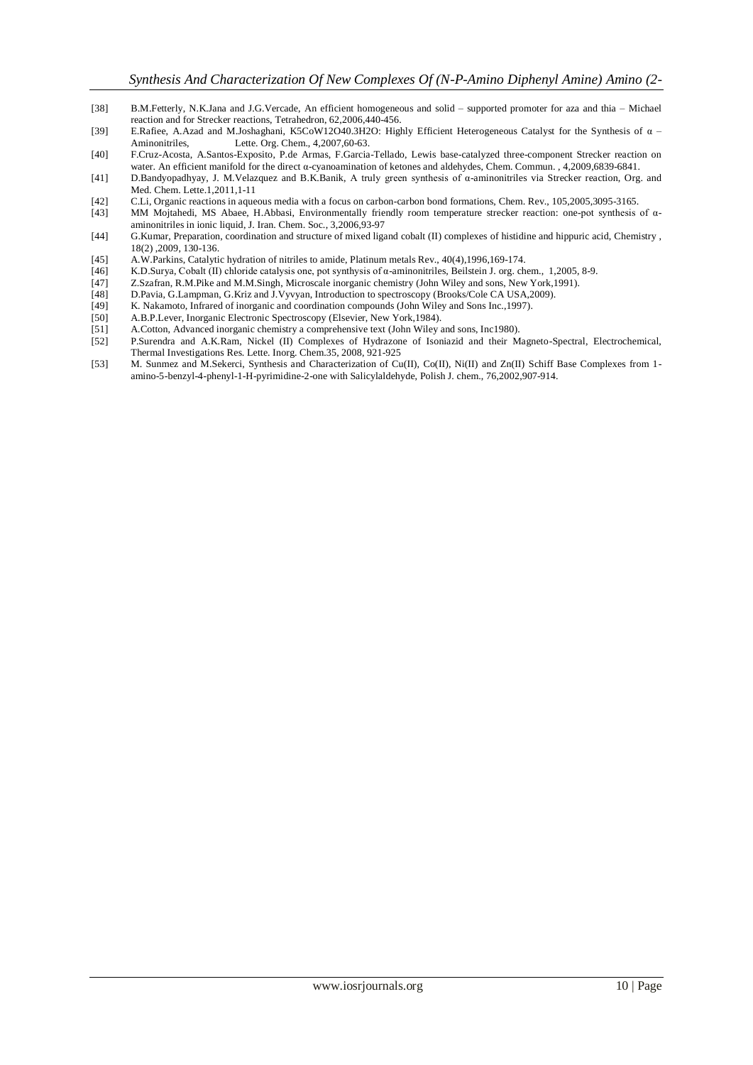[38] B.M.Fetterly, N.K.Jana and J.G.Vercade, An efficient homogeneous and solid – supported promoter for aza and thia – Michael reaction and for Strecker reactions, Tetrahedron, 62,2006,440-456.

[39] E.Rafiee, A.Azad and M.Joshaghani, $K_5CoW_{12}O_{40}.3H_2O$: Highly Efficient Heterogeneous Catalyst for the Synthesis of α – Aminonitriles, Lette. Org. Chem., 4,2007,60-63.

[40] F.Cruz-Acosta, A.Santos-Exposito, P.de Armas, F.Garcia-Tellado, Lewis base-catalyzed three-component Strecker reaction on water. An efficient manifold for the direct α-cyanoamination of ketones and aldehydes, Chem. Commun. , 4,2009,6839-6841.

[41] D.Bandyopadhyay, J. M.Velazquez and B.K.Banik, A truly green synthesis of α-aminonitriles via Strecker reaction, Org. and Med. Chem. Lette.1,2011,1-11

[42] C.Li, Organic reactions in aqueous media with a focus on carbon-carbon bond formations, Chem. Rev., 105,2005,3095-3165.

[43] MM Mojtahedi, MS Abaee, H.Abbasi, Environmentally friendly room temperature strecker reaction: one-pot synthesis of α-aminonitriles in ionic liquid, J. Iran. Chem. Soc., 3,2006,93-97

[44] G.Kumar, Preparation, coordination and structure of mixed ligand cobalt (II) complexes of histidine and hippuric acid, Chemistry , 18(2) ,2009, 130-136.

[45] A.W.Parkins, Catalytic hydration of nitriles to amide, Platinum metals Rev., 40(4),1996,169-174.

[46] K.D.Surya, Cobalt (II) chloride catalysis one, pot synthysis of α-aminonitriles, Beilstein J. org. chem., 1,2005, 8-9.

[47] Z.Szafran, R.M.Pike and M.M.Singh, Microscale inorganic chemistry (John Wiley and sons, New York,1991).

[48] D.Pavia, G.Lampman, G.Kriz and J.Vyvyan, Introduction to spectroscopy (Brooks/Cole CA USA,2009).

[49] K. Nakamoto, Infrared of inorganic and coordination compounds (John Wiley and Sons Inc.,1997).

[50] A.B.P.Lever, Inorganic Electronic Spectroscopy (Elsevier, New York,1984).

[51] A.Cotton, Advanced inorganic chemistry a comprehensive text (John Wiley and sons, Inc1980).

[52] P.Surendra and A.K.Ram, Nickel (II) Complexes of Hydrazone of Isoniazid and their Magneto-Spectral, Electrochemical, Thermal Investigations Res. Lette. Inorg. Chem.35, 2008, 921-925

[53] M. Sunmez and M.Sekerci, Synthesis and Characterization of Cu(II), Co(II), Ni(II) and Zn(II) Schiff Base Complexes from 1-amino-5-benzyl-4-phenyl-1-H-pyrimidine-2-one with Salicylaldehyde, Polish J. chem., 76,2002,907-914.